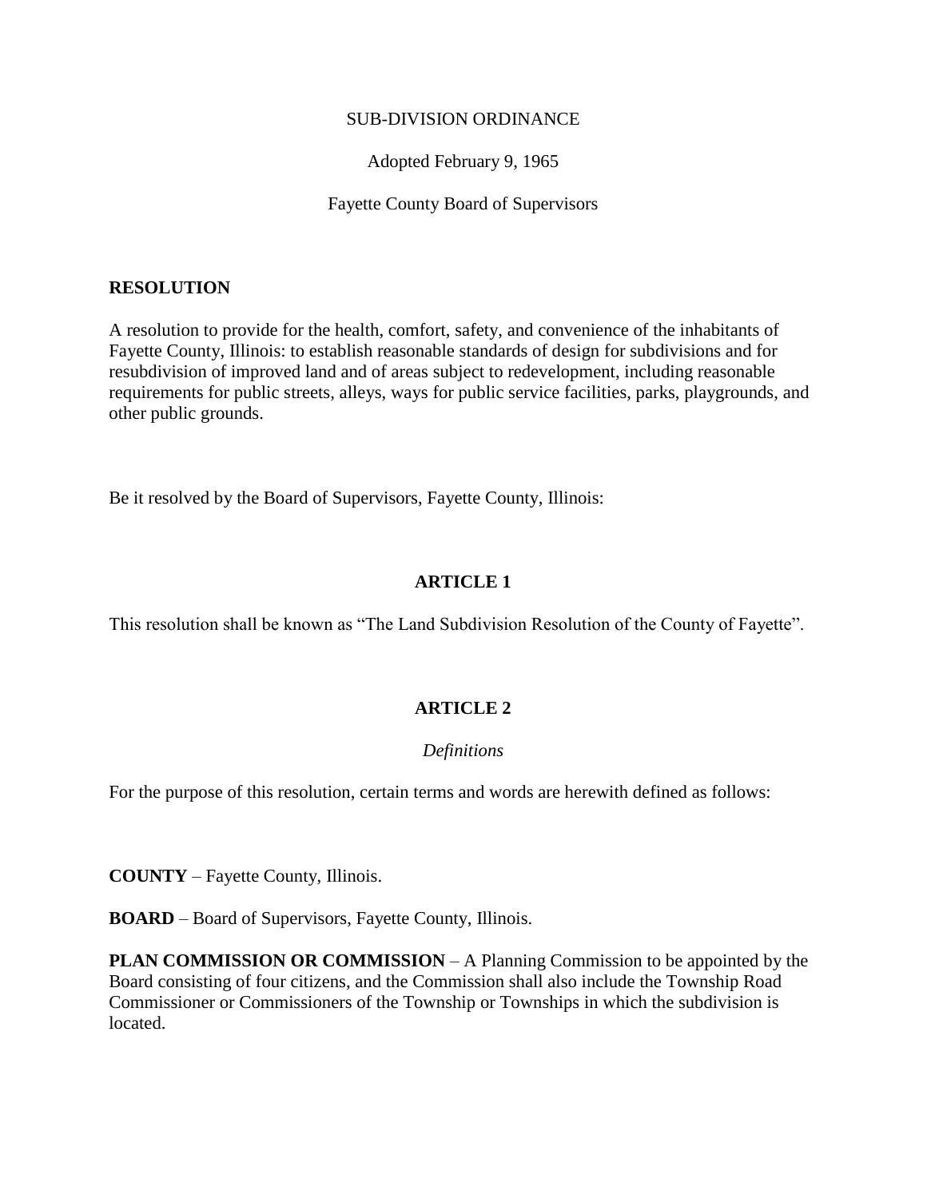SUB-DIVISION ORDINANCE

Adopted February 9, 1965

Fayette County Board of Supervisors

**RESOLUTION**

A resolution to provide for the health, comfort, safety, and convenience of the inhabitants of Fayette County, Illinois: to establish reasonable standards of design for subdivisions and for resubdivision of improved land and of areas subject to redevelopment, including reasonable requirements for public streets, alleys, ways for public service facilities, parks, playgrounds, and other public grounds.

Be it resolved by the Board of Supervisors, Fayette County, Illinois:

## ARTICLE 1

This resolution shall be known as "The Land Subdivision Resolution of the County of Fayette".

## ARTICLE 2

*Definitions*

For the purpose of this resolution, certain terms and words are herewith defined as follows:

**COUNTY** – Fayette County, Illinois.

**BOARD** – Board of Supervisors, Fayette County, Illinois.

**PLAN COMMISSION OR COMMISSION** – A Planning Commission to be appointed by the Board consisting of four citizens, and the Commission shall also include the Township Road Commissioner or Commissioners of the Township or Townships in which the subdivision is located.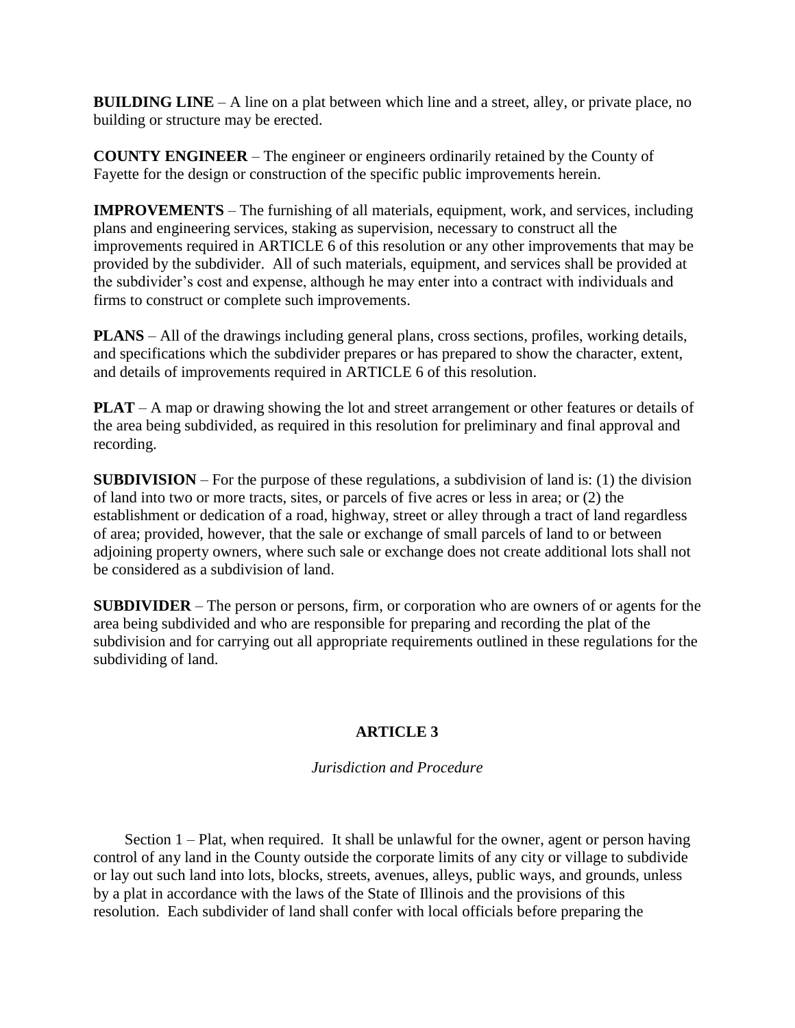**BUILDING LINE** – A line on a plat between which line and a street, alley, or private place, no building or structure may be erected.

**COUNTY ENGINEER** – The engineer or engineers ordinarily retained by the County of Fayette for the design or construction of the specific public improvements herein.

**IMPROVEMENTS** – The furnishing of all materials, equipment, work, and services, including plans and engineering services, staking as supervision, necessary to construct all the improvements required in ARTICLE 6 of this resolution or any other improvements that may be provided by the subdivider. All of such materials, equipment, and services shall be provided at the subdivider's cost and expense, although he may enter into a contract with individuals and firms to construct or complete such improvements.

**PLANS** – All of the drawings including general plans, cross sections, profiles, working details, and specifications which the subdivider prepares or has prepared to show the character, extent, and details of improvements required in ARTICLE 6 of this resolution.

**PLAT** – A map or drawing showing the lot and street arrangement or other features or details of the area being subdivided, as required in this resolution for preliminary and final approval and recording.

**SUBDIVISION** – For the purpose of these regulations, a subdivision of land is: (1) the division of land into two or more tracts, sites, or parcels of five acres or less in area; or (2) the establishment or dedication of a road, highway, street or alley through a tract of land regardless of area; provided, however, that the sale or exchange of small parcels of land to or between adjoining property owners, where such sale or exchange does not create additional lots shall not be considered as a subdivision of land.

**SUBDIVIDER** – The person or persons, firm, or corporation who are owners of or agents for the area being subdivided and who are responsible for preparing and recording the plat of the subdivision and for carrying out all appropriate requirements outlined in these regulations for the subdividing of land.

## ARTICLE 3

*Jurisdiction and Procedure*

Section 1 – Plat, when required. It shall be unlawful for the owner, agent or person having control of any land in the County outside the corporate limits of any city or village to subdivide or lay out such land into lots, blocks, streets, avenues, alleys, public ways, and grounds, unless by a plat in accordance with the laws of the State of Illinois and the provisions of this resolution. Each subdivider of land shall confer with local officials before preparing the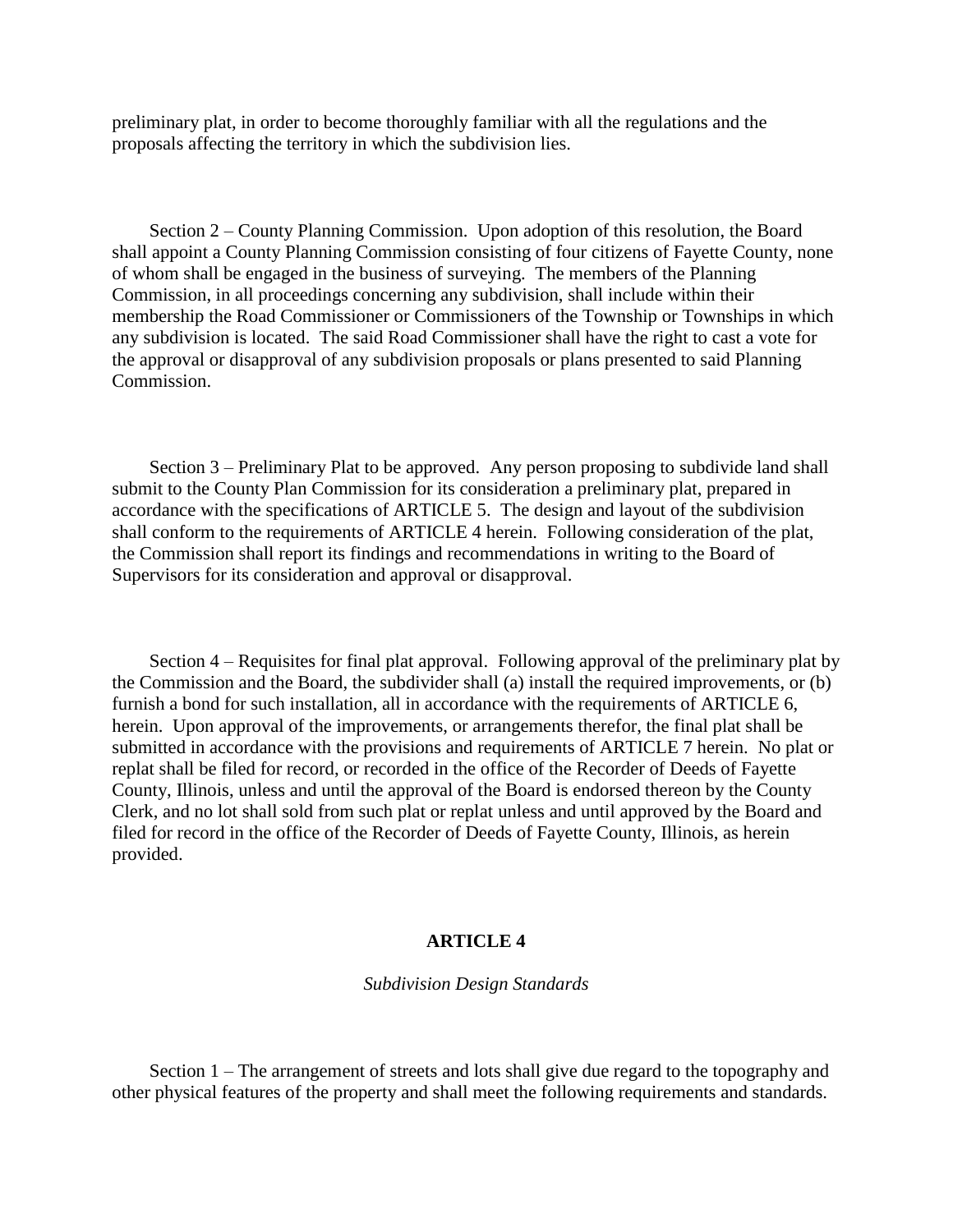preliminary plat, in order to become thoroughly familiar with all the regulations and the proposals affecting the territory in which the subdivision lies.

Section 2 – County Planning Commission. Upon adoption of this resolution, the Board shall appoint a County Planning Commission consisting of four citizens of Fayette County, none of whom shall be engaged in the business of surveying. The members of the Planning Commission, in all proceedings concerning any subdivision, shall include within their membership the Road Commissioner or Commissioners of the Township or Townships in which any subdivision is located. The said Road Commissioner shall have the right to cast a vote for the approval or disapproval of any subdivision proposals or plans presented to said Planning Commission.

Section 3 – Preliminary Plat to be approved. Any person proposing to subdivide land shall submit to the County Plan Commission for its consideration a preliminary plat, prepared in accordance with the specifications of ARTICLE 5. The design and layout of the subdivision shall conform to the requirements of ARTICLE 4 herein. Following consideration of the plat, the Commission shall report its findings and recommendations in writing to the Board of Supervisors for its consideration and approval or disapproval.

Section 4 – Requisites for final plat approval. Following approval of the preliminary plat by the Commission and the Board, the subdivider shall (a) install the required improvements, or (b) furnish a bond for such installation, all in accordance with the requirements of ARTICLE 6, herein. Upon approval of the improvements, or arrangements therefor, the final plat shall be submitted in accordance with the provisions and requirements of ARTICLE 7 herein. No plat or replat shall be filed for record, or recorded in the office of the Recorder of Deeds of Fayette County, Illinois, unless and until the approval of the Board is endorsed thereon by the County Clerk, and no lot shall sold from such plat or replat unless and until approved by the Board and filed for record in the office of the Recorder of Deeds of Fayette County, Illinois, as herein provided.

## ARTICLE 4

*Subdivision Design Standards*

Section 1 – The arrangement of streets and lots shall give due regard to the topography and other physical features of the property and shall meet the following requirements and standards.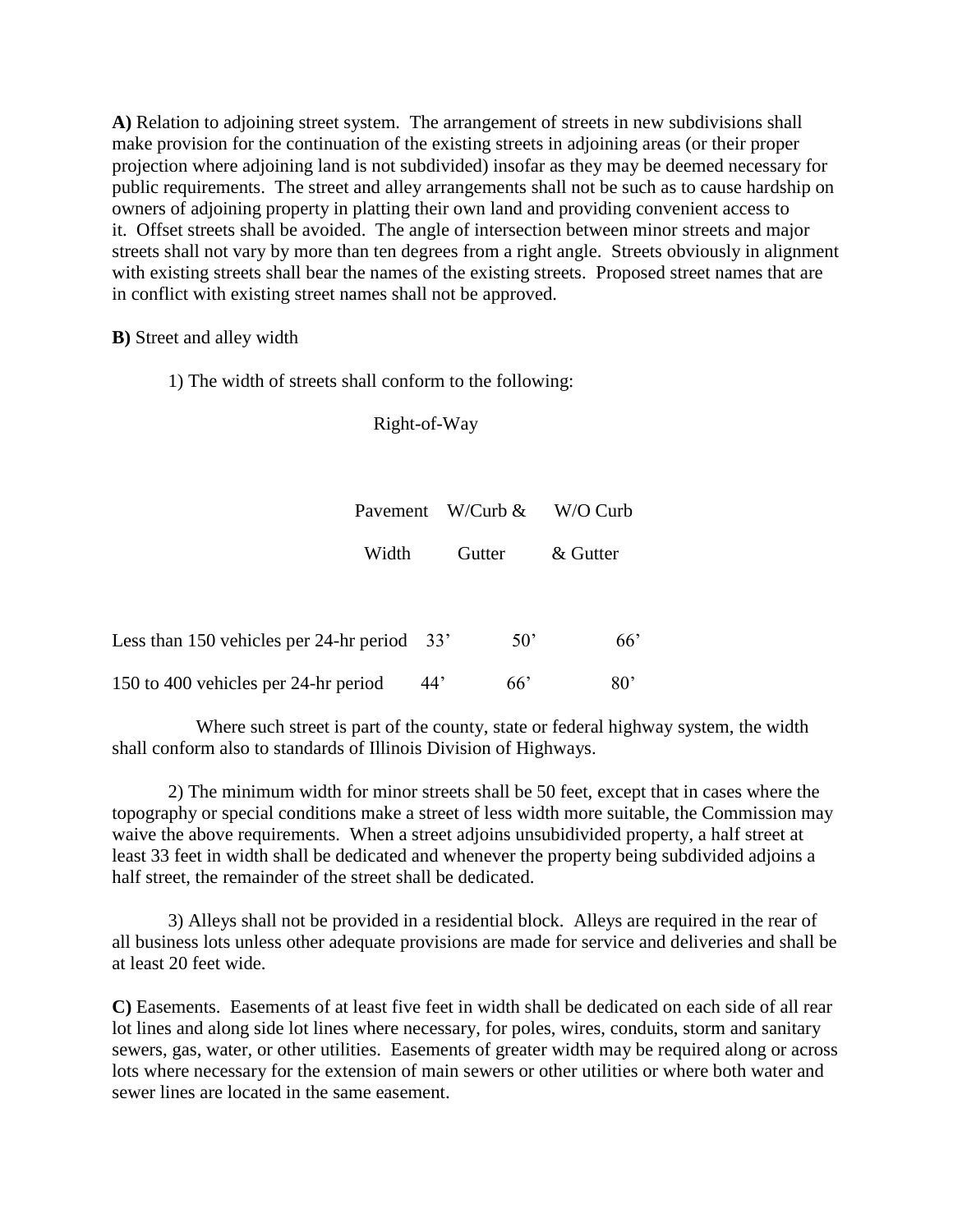**A)** Relation to adjoining street system. The arrangement of streets in new subdivisions shall make provision for the continuation of the existing streets in adjoining areas (or their proper projection where adjoining land is not subdivided) insofar as they may be deemed necessary for public requirements. The street and alley arrangements shall not be such as to cause hardship on owners of adjoining property in platting their own land and providing convenient access to it. Offset streets shall be avoided. The angle of intersection between minor streets and major streets shall not vary by more than ten degrees from a right angle. Streets obviously in alignment with existing streets shall bear the names of the existing streets. Proposed street names that are in conflict with existing street names shall not be approved.

**B)** Street and alley width

1) The width of streets shall conform to the following:

| | | Right-of-Way | |
|---|---|---|---|
| | Pavement Width | W/Curb & Gutter | W/O Curb & Gutter |
| Less than 150 vehicles per 24-hr period | 33' | 50' | 66' |
| 150 to 400 vehicles per 24-hr period | 44' | 66' | 80' |

Where such street is part of the county, state or federal highway system, the width shall conform also to standards of Illinois Division of Highways.

2) The minimum width for minor streets shall be 50 feet, except that in cases where the topography or special conditions make a street of less width more suitable, the Commission may waive the above requirements. When a street adjoins unsubidivided property, a half street at least 33 feet in width shall be dedicated and whenever the property being subdivided adjoins a half street, the remainder of the street shall be dedicated.

3) Alleys shall not be provided in a residential block. Alleys are required in the rear of all business lots unless other adequate provisions are made for service and deliveries and shall be at least 20 feet wide.

**C)** Easements. Easements of at least five feet in width shall be dedicated on each side of all rear lot lines and along side lot lines where necessary, for poles, wires, conduits, storm and sanitary sewers, gas, water, or other utilities. Easements of greater width may be required along or across lots where necessary for the extension of main sewers or other utilities or where both water and sewer lines are located in the same easement.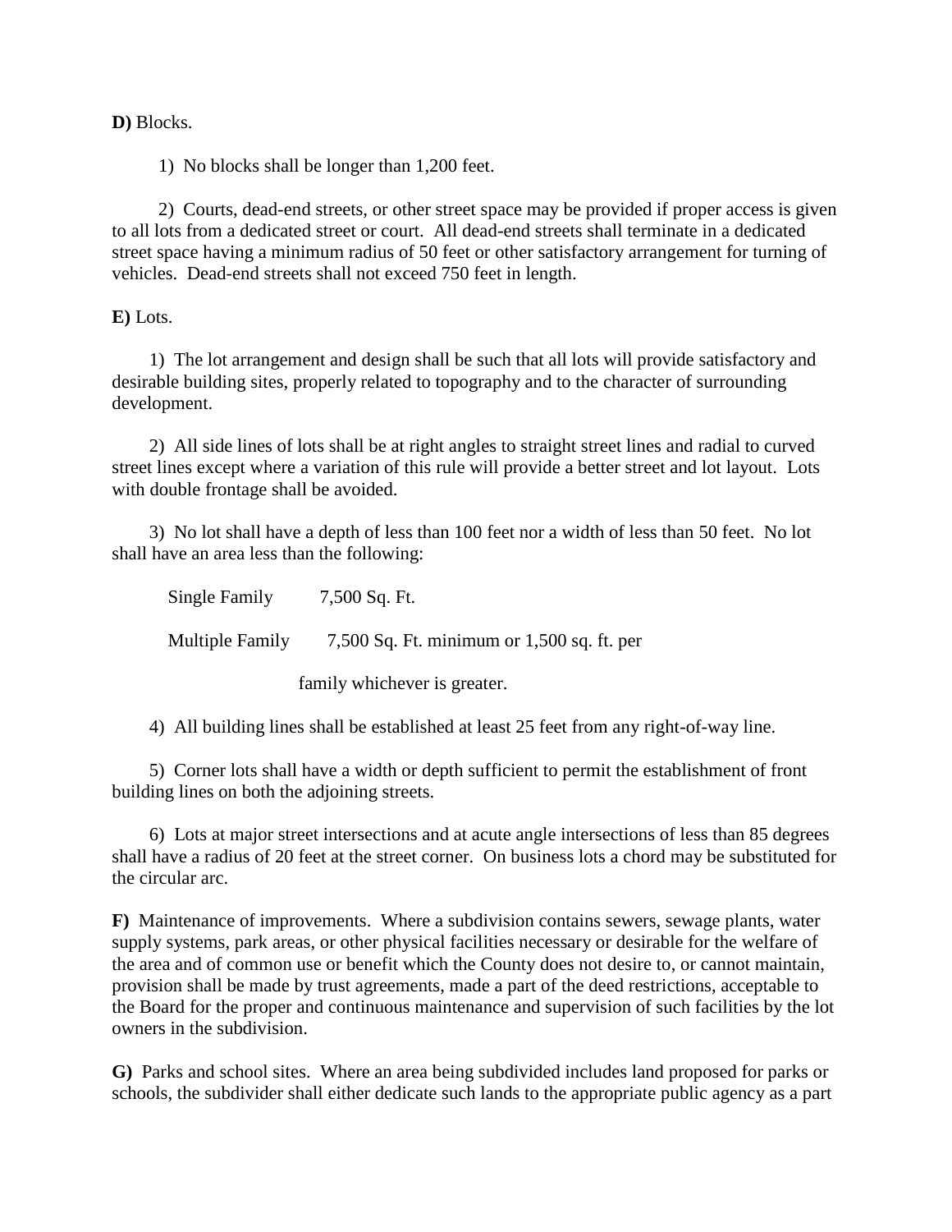**D)** Blocks.

1) No blocks shall be longer than 1,200 feet.

2) Courts, dead-end streets, or other street space may be provided if proper access is given to all lots from a dedicated street or court. All dead-end streets shall terminate in a dedicated street space having a minimum radius of 50 feet or other satisfactory arrangement for turning of vehicles. Dead-end streets shall not exceed 750 feet in length.

**E)** Lots.

1) The lot arrangement and design shall be such that all lots will provide satisfactory and desirable building sites, properly related to topography and to the character of surrounding development.

2) All side lines of lots shall be at right angles to straight street lines and radial to curved street lines except where a variation of this rule will provide a better street and lot layout. Lots with double frontage shall be avoided.

3) No lot shall have a depth of less than 100 feet nor a width of less than 50 feet. No lot shall have an area less than the following:

| | |
|---|---|
| Single Family | 7,500 Sq. Ft. |
| Multiple Family | 7,500 Sq. Ft. minimum or 1,500 sq. ft. per family whichever is greater. |

4) All building lines shall be established at least 25 feet from any right-of-way line.

5) Corner lots shall have a width or depth sufficient to permit the establishment of front building lines on both the adjoining streets.

6) Lots at major street intersections and at acute angle intersections of less than 85 degrees shall have a radius of 20 feet at the street corner. On business lots a chord may be substituted for the circular arc.

**F)** Maintenance of improvements. Where a subdivision contains sewers, sewage plants, water supply systems, park areas, or other physical facilities necessary or desirable for the welfare of the area and of common use or benefit which the County does not desire to, or cannot maintain, provision shall be made by trust agreements, made a part of the deed restrictions, acceptable to the Board for the proper and continuous maintenance and supervision of such facilities by the lot owners in the subdivision.

**G)** Parks and school sites. Where an area being subdivided includes land proposed for parks or schools, the subdivider shall either dedicate such lands to the appropriate public agency as a part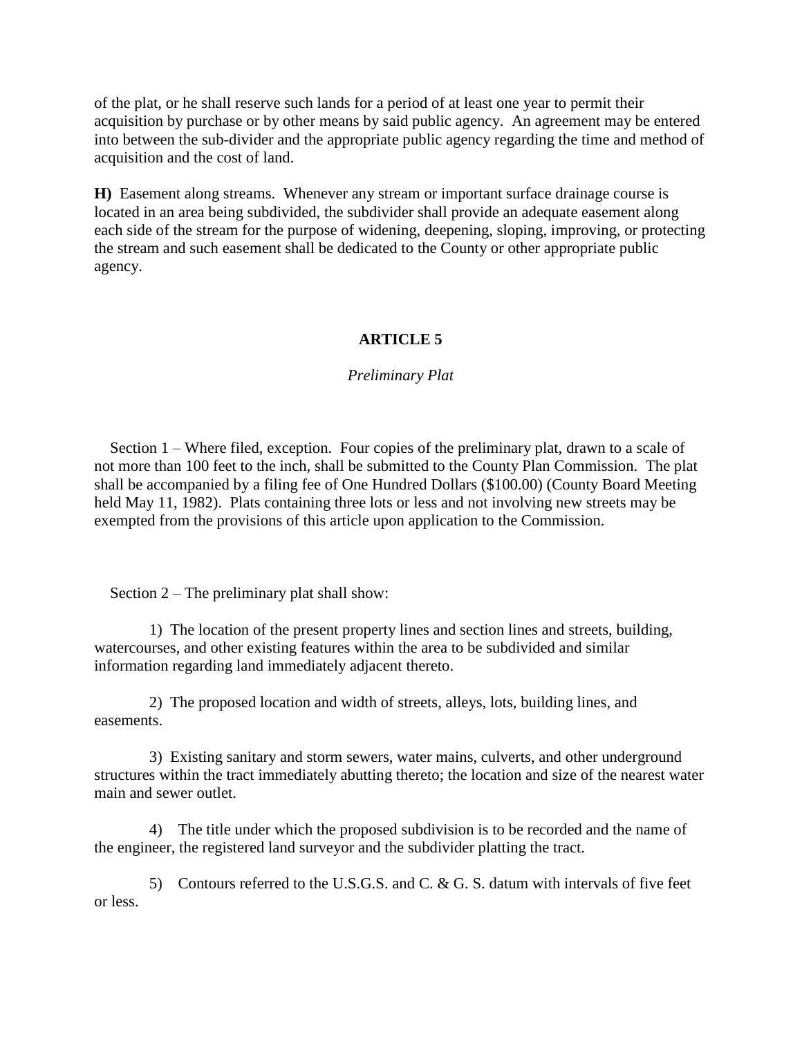of the plat, or he shall reserve such lands for a period of at least one year to permit their acquisition by purchase or by other means by said public agency. An agreement may be entered into between the sub-divider and the appropriate public agency regarding the time and method of acquisition and the cost of land.

**H)** Easement along streams. Whenever any stream or important surface drainage course is located in an area being subdivided, the subdivider shall provide an adequate easement along each side of the stream for the purpose of widening, deepening, sloping, improving, or protecting the stream and such easement shall be dedicated to the County or other appropriate public agency.

## ARTICLE 5

*Preliminary Plat*

Section 1 – Where filed, exception. Four copies of the preliminary plat, drawn to a scale of not more than 100 feet to the inch, shall be submitted to the County Plan Commission. The plat shall be accompanied by a filing fee of One Hundred Dollars ($100.00) (County Board Meeting held May 11, 1982). Plats containing three lots or less and not involving new streets may be exempted from the provisions of this article upon application to the Commission.

Section 2 – The preliminary plat shall show:

1) The location of the present property lines and section lines and streets, building, watercourses, and other existing features within the area to be subdivided and similar information regarding land immediately adjacent thereto.

2) The proposed location and width of streets, alleys, lots, building lines, and easements.

3) Existing sanitary and storm sewers, water mains, culverts, and other underground structures within the tract immediately abutting thereto; the location and size of the nearest water main and sewer outlet.

4) The title under which the proposed subdivision is to be recorded and the name of the engineer, the registered land surveyor and the subdivider platting the tract.

5) Contours referred to the U.S.G.S. and C. & G. S. datum with intervals of five feet or less.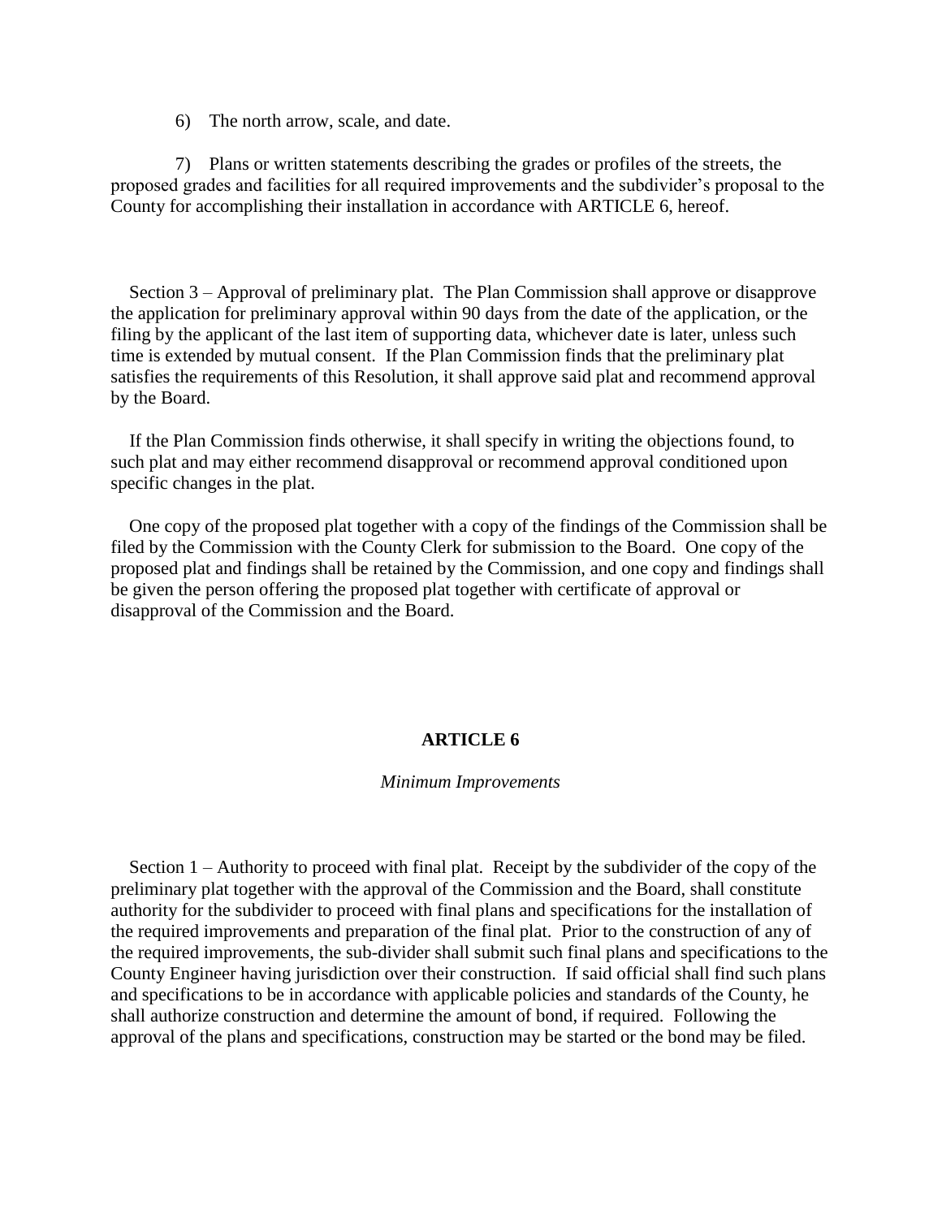6) The north arrow, scale, and date.

7) Plans or written statements describing the grades or profiles of the streets, the proposed grades and facilities for all required improvements and the subdivider's proposal to the County for accomplishing their installation in accordance with ARTICLE 6, hereof.

Section 3 – Approval of preliminary plat. The Plan Commission shall approve or disapprove the application for preliminary approval within 90 days from the date of the application, or the filing by the applicant of the last item of supporting data, whichever date is later, unless such time is extended by mutual consent. If the Plan Commission finds that the preliminary plat satisfies the requirements of this Resolution, it shall approve said plat and recommend approval by the Board.

If the Plan Commission finds otherwise, it shall specify in writing the objections found, to such plat and may either recommend disapproval or recommend approval conditioned upon specific changes in the plat.

One copy of the proposed plat together with a copy of the findings of the Commission shall be filed by the Commission with the County Clerk for submission to the Board. One copy of the proposed plat and findings shall be retained by the Commission, and one copy and findings shall be given the person offering the proposed plat together with certificate of approval or disapproval of the Commission and the Board.

## ARTICLE 6

*Minimum Improvements*

Section 1 – Authority to proceed with final plat. Receipt by the subdivider of the copy of the preliminary plat together with the approval of the Commission and the Board, shall constitute authority for the subdivider to proceed with final plans and specifications for the installation of the required improvements and preparation of the final plat. Prior to the construction of any of the required improvements, the sub-divider shall submit such final plans and specifications to the County Engineer having jurisdiction over their construction. If said official shall find such plans and specifications to be in accordance with applicable policies and standards of the County, he shall authorize construction and determine the amount of bond, if required. Following the approval of the plans and specifications, construction may be started or the bond may be filed.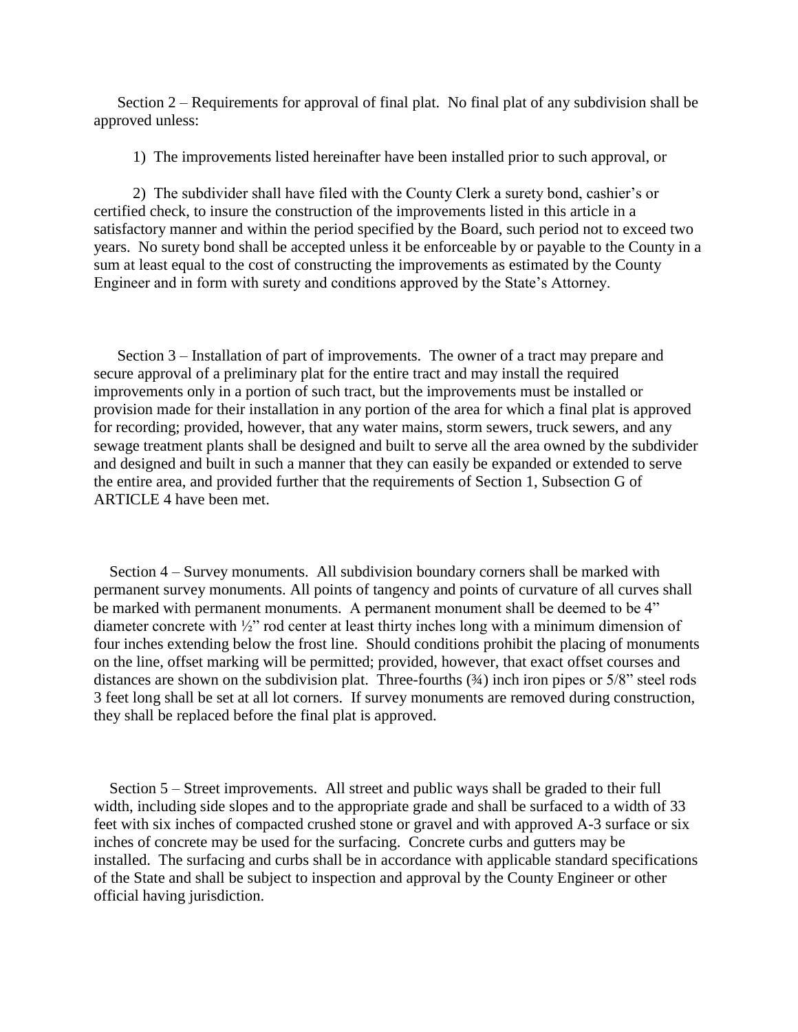Section 2 – Requirements for approval of final plat. No final plat of any subdivision shall be approved unless:

1) The improvements listed hereinafter have been installed prior to such approval, or

2) The subdivider shall have filed with the County Clerk a surety bond, cashier's or certified check, to insure the construction of the improvements listed in this article in a satisfactory manner and within the period specified by the Board, such period not to exceed two years. No surety bond shall be accepted unless it be enforceable by or payable to the County in a sum at least equal to the cost of constructing the improvements as estimated by the County Engineer and in form with surety and conditions approved by the State's Attorney.

Section 3 – Installation of part of improvements. The owner of a tract may prepare and secure approval of a preliminary plat for the entire tract and may install the required improvements only in a portion of such tract, but the improvements must be installed or provision made for their installation in any portion of the area for which a final plat is approved for recording; provided, however, that any water mains, storm sewers, truck sewers, and any sewage treatment plants shall be designed and built to serve all the area owned by the subdivider and designed and built in such a manner that they can easily be expanded or extended to serve the entire area, and provided further that the requirements of Section 1, Subsection G of ARTICLE 4 have been met.

Section 4 – Survey monuments. All subdivision boundary corners shall be marked with permanent survey monuments. All points of tangency and points of curvature of all curves shall be marked with permanent monuments. A permanent monument shall be deemed to be 4" diameter concrete with ½" rod center at least thirty inches long with a minimum dimension of four inches extending below the frost line. Should conditions prohibit the placing of monuments on the line, offset marking will be permitted; provided, however, that exact offset courses and distances are shown on the subdivision plat. Three-fourths (¾) inch iron pipes or 5/8" steel rods 3 feet long shall be set at all lot corners. If survey monuments are removed during construction, they shall be replaced before the final plat is approved.

Section 5 – Street improvements. All street and public ways shall be graded to their full width, including side slopes and to the appropriate grade and shall be surfaced to a width of 33 feet with six inches of compacted crushed stone or gravel and with approved A-3 surface or six inches of concrete may be used for the surfacing. Concrete curbs and gutters may be installed. The surfacing and curbs shall be in accordance with applicable standard specifications of the State and shall be subject to inspection and approval by the County Engineer or other official having jurisdiction.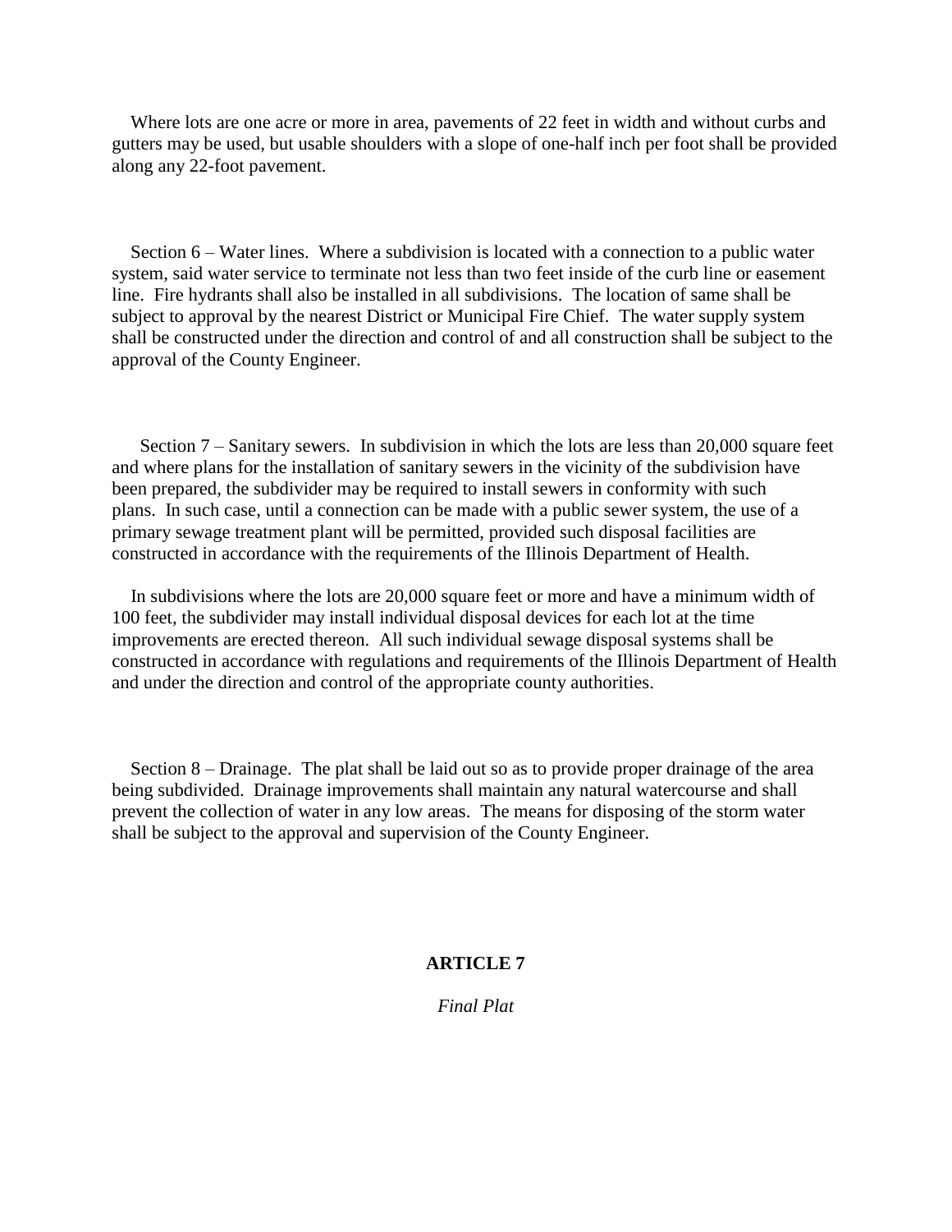Where lots are one acre or more in area, pavements of 22 feet in width and without curbs and gutters may be used, but usable shoulders with a slope of one-half inch per foot shall be provided along any 22-foot pavement.

Section 6 – Water lines. Where a subdivision is located with a connection to a public water system, said water service to terminate not less than two feet inside of the curb line or easement line. Fire hydrants shall also be installed in all subdivisions. The location of same shall be subject to approval by the nearest District or Municipal Fire Chief. The water supply system shall be constructed under the direction and control of and all construction shall be subject to the approval of the County Engineer.

Section 7 – Sanitary sewers. In subdivision in which the lots are less than 20,000 square feet and where plans for the installation of sanitary sewers in the vicinity of the subdivision have been prepared, the subdivider may be required to install sewers in conformity with such plans. In such case, until a connection can be made with a public sewer system, the use of a primary sewage treatment plant will be permitted, provided such disposal facilities are constructed in accordance with the requirements of the Illinois Department of Health.

In subdivisions where the lots are 20,000 square feet or more and have a minimum width of 100 feet, the subdivider may install individual disposal devices for each lot at the time improvements are erected thereon. All such individual sewage disposal systems shall be constructed in accordance with regulations and requirements of the Illinois Department of Health and under the direction and control of the appropriate county authorities.

Section 8 – Drainage. The plat shall be laid out so as to provide proper drainage of the area being subdivided. Drainage improvements shall maintain any natural watercourse and shall prevent the collection of water in any low areas. The means for disposing of the storm water shall be subject to the approval and supervision of the County Engineer.

## ARTICLE 7

*Final Plat*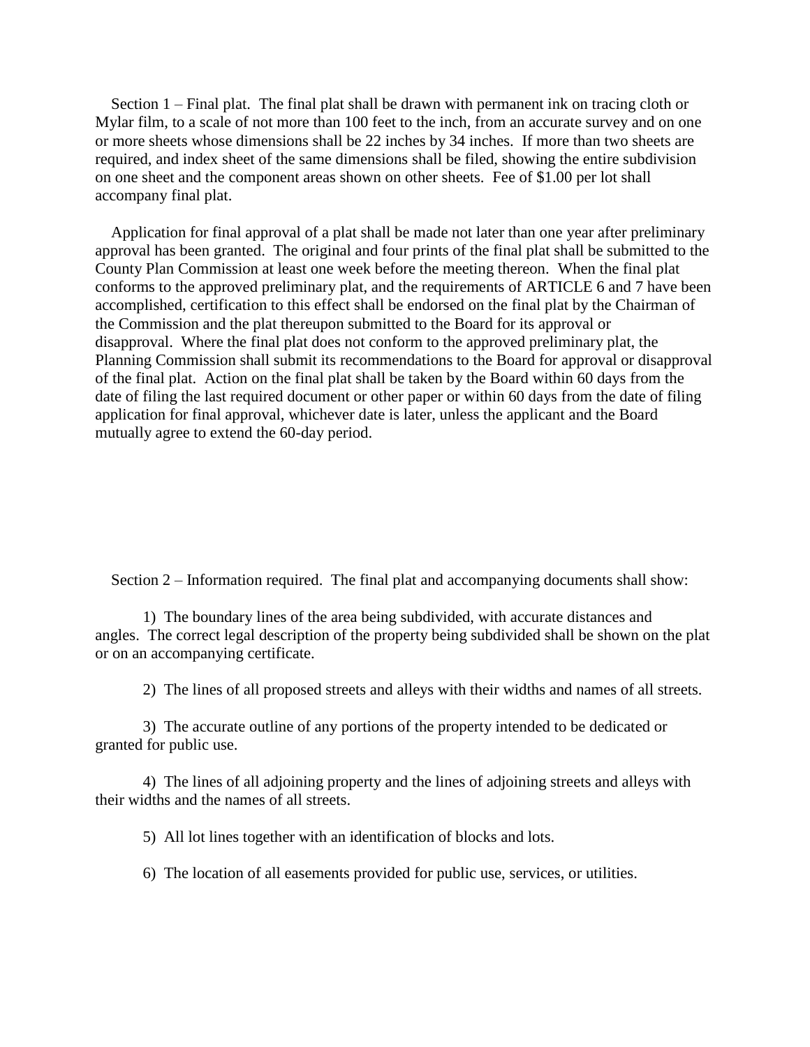Section 1 – Final plat. The final plat shall be drawn with permanent ink on tracing cloth or Mylar film, to a scale of not more than 100 feet to the inch, from an accurate survey and on one or more sheets whose dimensions shall be 22 inches by 34 inches. If more than two sheets are required, and index sheet of the same dimensions shall be filed, showing the entire subdivision on one sheet and the component areas shown on other sheets. Fee of $1.00 per lot shall accompany final plat.

Application for final approval of a plat shall be made not later than one year after preliminary approval has been granted. The original and four prints of the final plat shall be submitted to the County Plan Commission at least one week before the meeting thereon. When the final plat conforms to the approved preliminary plat, and the requirements of ARTICLE 6 and 7 have been accomplished, certification to this effect shall be endorsed on the final plat by the Chairman of the Commission and the plat thereupon submitted to the Board for its approval or disapproval. Where the final plat does not conform to the approved preliminary plat, the Planning Commission shall submit its recommendations to the Board for approval or disapproval of the final plat. Action on the final plat shall be taken by the Board within 60 days from the date of filing the last required document or other paper or within 60 days from the date of filing application for final approval, whichever date is later, unless the applicant and the Board mutually agree to extend the 60-day period.

Section 2 – Information required. The final plat and accompanying documents shall show:

1) The boundary lines of the area being subdivided, with accurate distances and angles. The correct legal description of the property being subdivided shall be shown on the plat or on an accompanying certificate.

2) The lines of all proposed streets and alleys with their widths and names of all streets.

3) The accurate outline of any portions of the property intended to be dedicated or granted for public use.

4) The lines of all adjoining property and the lines of adjoining streets and alleys with their widths and the names of all streets.

5) All lot lines together with an identification of blocks and lots.

6) The location of all easements provided for public use, services, or utilities.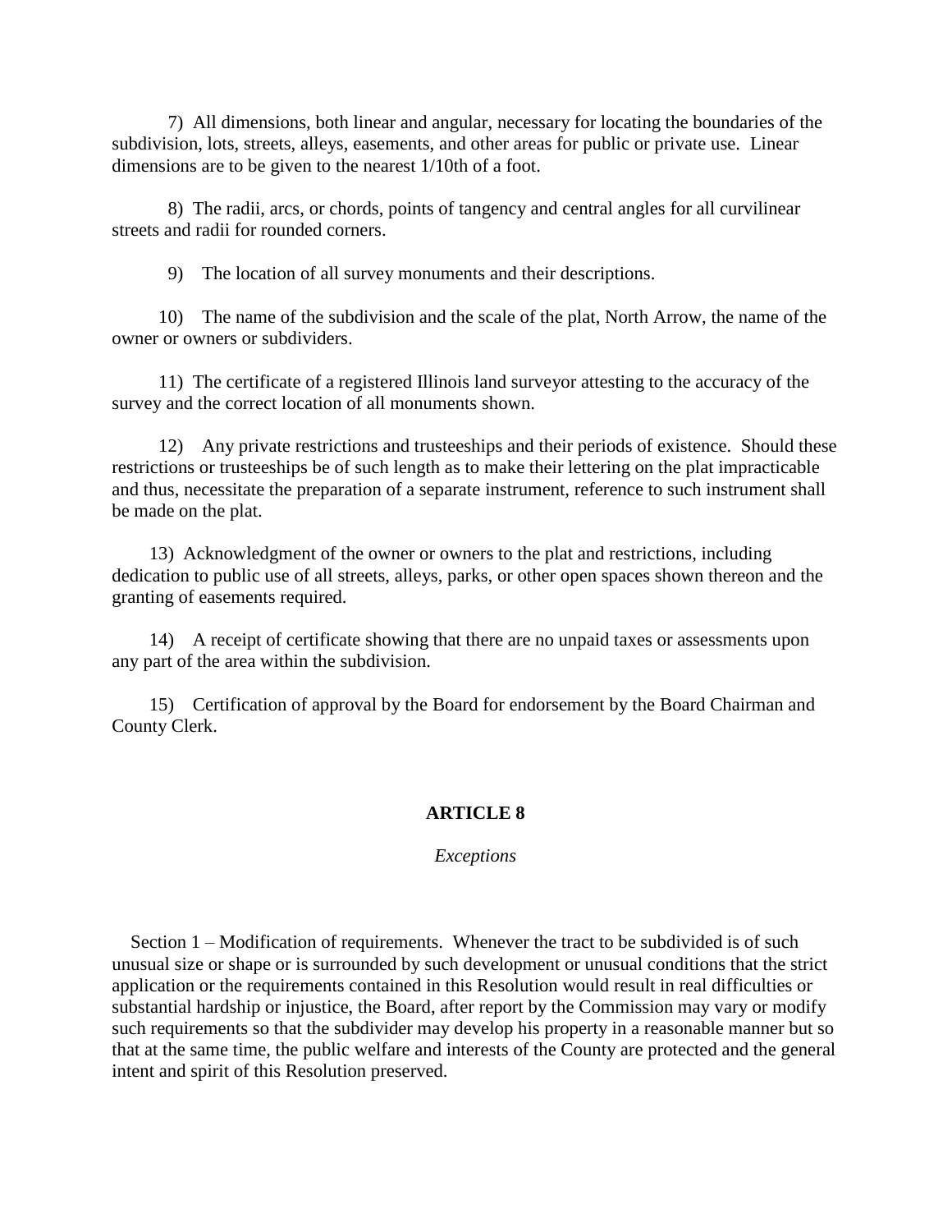7) All dimensions, both linear and angular, necessary for locating the boundaries of the subdivision, lots, streets, alleys, easements, and other areas for public or private use. Linear dimensions are to be given to the nearest 1/10th of a foot.

8) The radii, arcs, or chords, points of tangency and central angles for all curvilinear streets and radii for rounded corners.

9) The location of all survey monuments and their descriptions.

10) The name of the subdivision and the scale of the plat, North Arrow, the name of the owner or owners or subdividers.

11) The certificate of a registered Illinois land surveyor attesting to the accuracy of the survey and the correct location of all monuments shown.

12) Any private restrictions and trusteeships and their periods of existence. Should these restrictions or trusteeships be of such length as to make their lettering on the plat impracticable and thus, necessitate the preparation of a separate instrument, reference to such instrument shall be made on the plat.

13) Acknowledgment of the owner or owners to the plat and restrictions, including dedication to public use of all streets, alleys, parks, or other open spaces shown thereon and the granting of easements required.

14) A receipt of certificate showing that there are no unpaid taxes or assessments upon any part of the area within the subdivision.

15) Certification of approval by the Board for endorsement by the Board Chairman and County Clerk.

## ARTICLE 8

*Exceptions*

Section 1 – Modification of requirements. Whenever the tract to be subdivided is of such unusual size or shape or is surrounded by such development or unusual conditions that the strict application or the requirements contained in this Resolution would result in real difficulties or substantial hardship or injustice, the Board, after report by the Commission may vary or modify such requirements so that the subdivider may develop his property in a reasonable manner but so that at the same time, the public welfare and interests of the County are protected and the general intent and spirit of this Resolution preserved.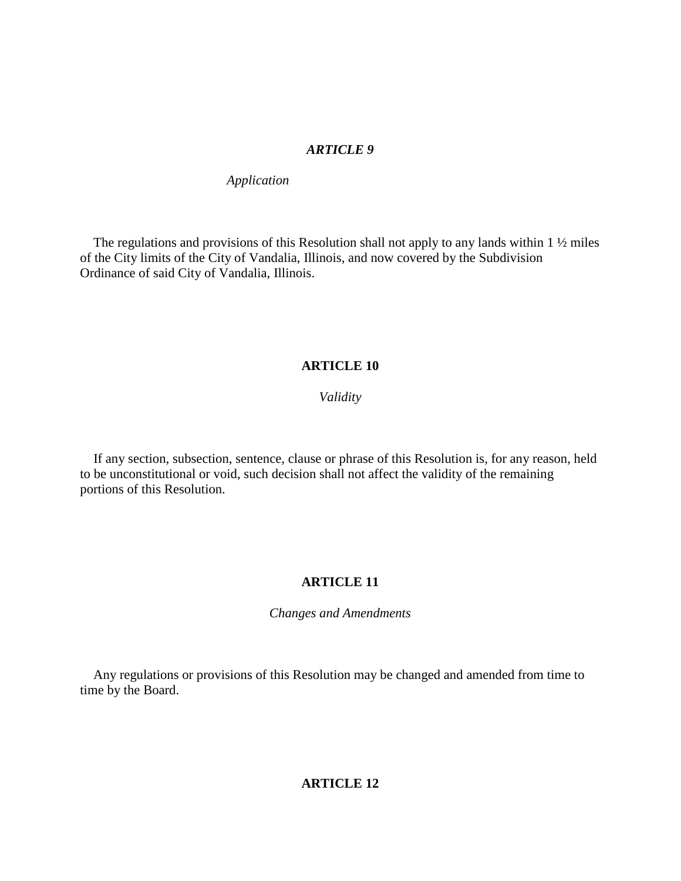## ***ARTICLE 9***

*Application*

The regulations and provisions of this Resolution shall not apply to any lands within 1 ½ miles of the City limits of the City of Vandalia, Illinois, and now covered by the Subdivision Ordinance of said City of Vandalia, Illinois.

## **ARTICLE 10**

*Validity*

If any section, subsection, sentence, clause or phrase of this Resolution is, for any reason, held to be unconstitutional or void, such decision shall not affect the validity of the remaining portions of this Resolution.

## **ARTICLE 11**

*Changes and Amendments*

Any regulations or provisions of this Resolution may be changed and amended from time to time by the Board.

## **ARTICLE 12**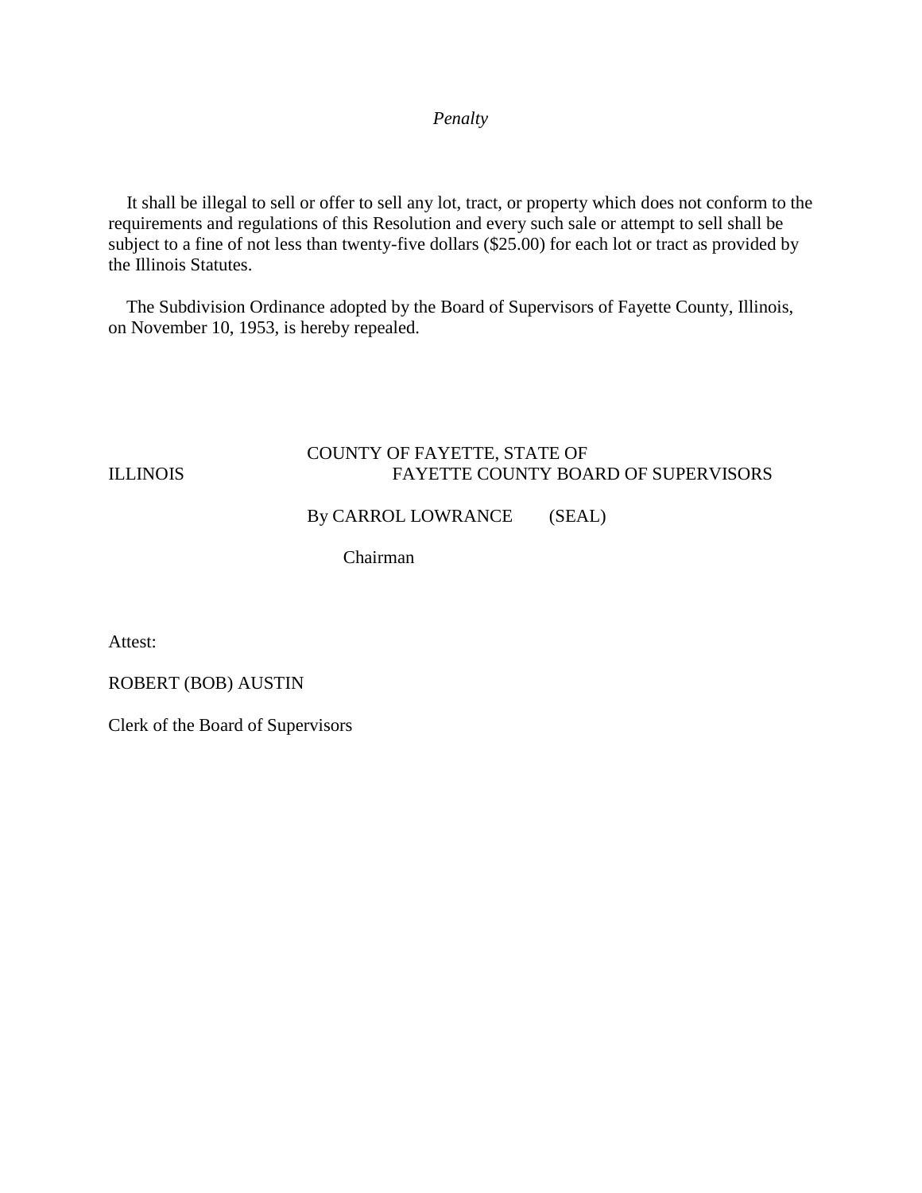*Penalty*

It shall be illegal to sell or offer to sell any lot, tract, or property which does not conform to the requirements and regulations of this Resolution and every such sale or attempt to sell shall be subject to a fine of not less than twenty-five dollars ($25.00) for each lot or tract as provided by the Illinois Statutes.

The Subdivision Ordinance adopted by the Board of Supervisors of Fayette County, Illinois, on November 10, 1953, is hereby repealed.

COUNTY OF FAYETTE, STATE OF ILLINOIS
FAYETTE COUNTY BOARD OF SUPERVISORS

By CARROL LOWRANCE (SEAL)

Chairman

Attest:

ROBERT (BOB) AUSTIN

Clerk of the Board of Supervisors